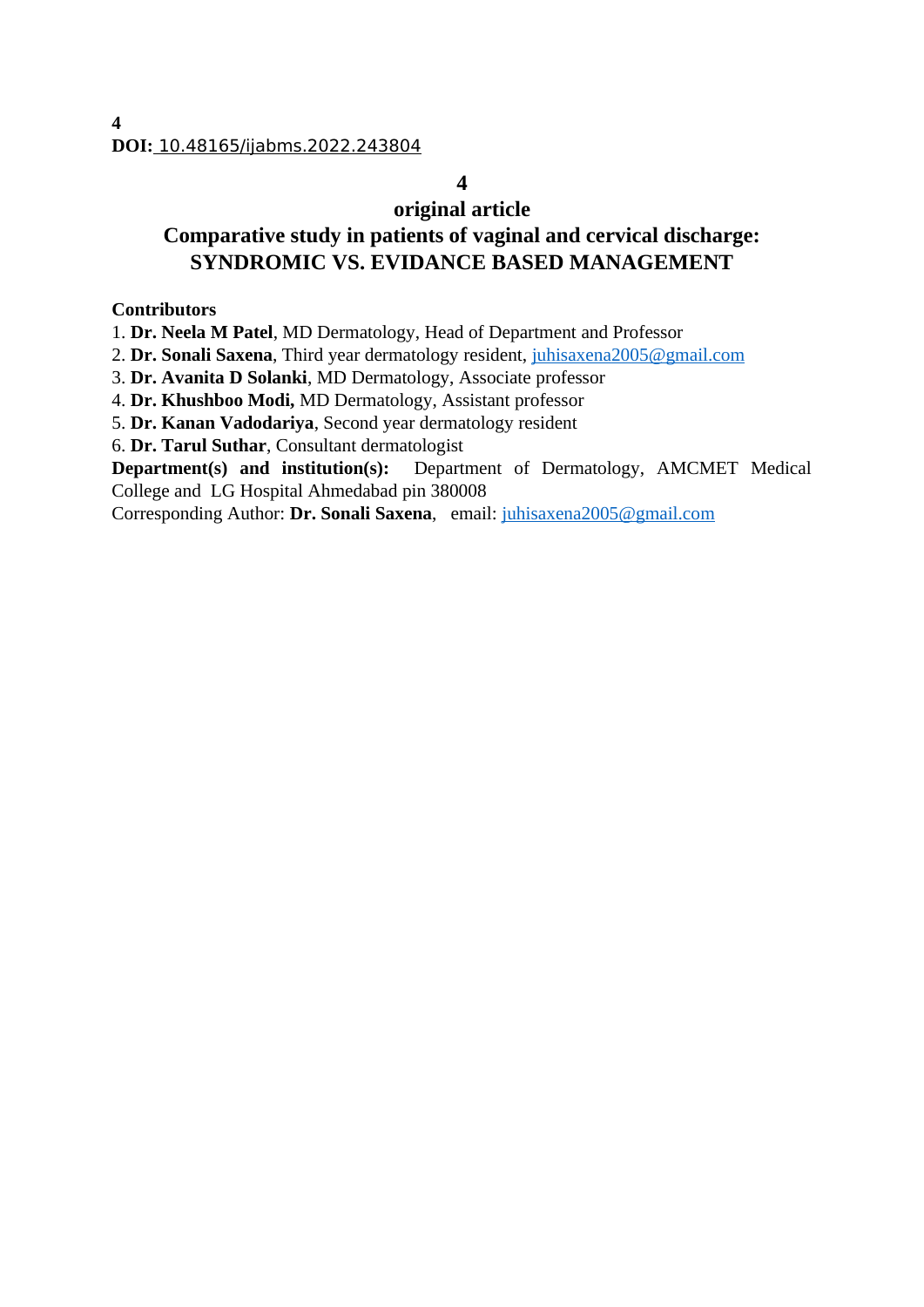**4**
**DOI:** 10.48165/ijabms.2022.243804

**4**

## original article

# Comparative study in patients of vaginal and cervical discharge: SYNDROMIC VS. EVIDANCE BASED MANAGEMENT

**Contributors**

1. **Dr. Neela M Patel**, MD Dermatology, Head of Department and Professor
2. **Dr. Sonali Saxena**, Third year dermatology resident, juhisaxena2005@gmail.com
3. **Dr. Avanita D Solanki**, MD Dermatology, Associate professor
4. **Dr. Khushboo Modi,** MD Dermatology, Assistant professor
5. **Dr. Kanan Vadodariya**, Second year dermatology resident
6. **Dr. Tarul Suthar**, Consultant dermatologist

**Department(s) and institution(s):** Department of Dermatology, AMCMET Medical College and LG Hospital Ahmedabad pin 380008

Corresponding Author: **Dr. Sonali Saxena**, email: juhisaxena2005@gmail.com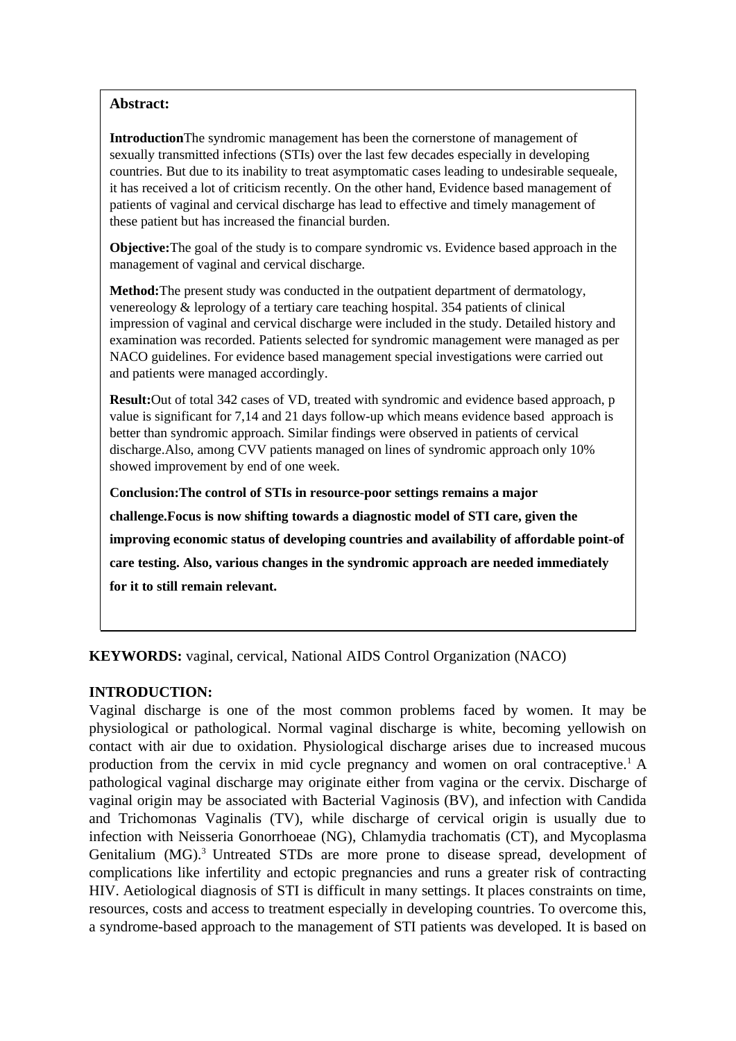**Abstract:**

**Introduction**The syndromic management has been the cornerstone of management of sexually transmitted infections (STIs) over the last few decades especially in developing countries. But due to its inability to treat asymptomatic cases leading to undesirable sequeale, it has received a lot of criticism recently. On the other hand, Evidence based management of patients of vaginal and cervical discharge has lead to effective and timely management of these patient but has increased the financial burden.

**Objective:**The goal of the study is to compare syndromic vs. Evidence based approach in the management of vaginal and cervical discharge.

**Method:**The present study was conducted in the outpatient department of dermatology, venereology & leprology of a tertiary care teaching hospital. 354 patients of clinical impression of vaginal and cervical discharge were included in the study. Detailed history and examination was recorded. Patients selected for syndromic management were managed as per NACO guidelines. For evidence based management special investigations were carried out and patients were managed accordingly.

**Result:**Out of total 342 cases of VD, treated with syndromic and evidence based approach, p value is significant for 7,14 and 21 days follow-up which means evidence based approach is better than syndromic approach. Similar findings were observed in patients of cervical discharge.Also, among CVV patients managed on lines of syndromic approach only 10% showed improvement by end of one week.

**Conclusion:The control of STIs in resource-poor settings remains a major challenge.Focus is now shifting towards a diagnostic model of STI care, given the improving economic status of developing countries and availability of affordable point-of care testing. Also, various changes in the syndromic approach are needed immediately for it to still remain relevant.**

**KEYWORDS:** vaginal, cervical, National AIDS Control Organization (NACO)

## INTRODUCTION:

Vaginal discharge is one of the most common problems faced by women. It may be physiological or pathological. Normal vaginal discharge is white, becoming yellowish on contact with air due to oxidation. Physiological discharge arises due to increased mucous production from the cervix in mid cycle pregnancy and women on oral contraceptive.[1] A pathological vaginal discharge may originate either from vagina or the cervix. Discharge of vaginal origin may be associated with Bacterial Vaginosis (BV), and infection with Candida and Trichomonas Vaginalis (TV), while discharge of cervical origin is usually due to infection with Neisseria Gonorrhoeae (NG), Chlamydia trachomatis (CT), and Mycoplasma Genitalium (MG).[3] Untreated STDs are more prone to disease spread, development of complications like infertility and ectopic pregnancies and runs a greater risk of contracting HIV. Aetiological diagnosis of STI is difficult in many settings. It places constraints on time, resources, costs and access to treatment especially in developing countries. To overcome this, a syndrome-based approach to the management of STI patients was developed. It is based on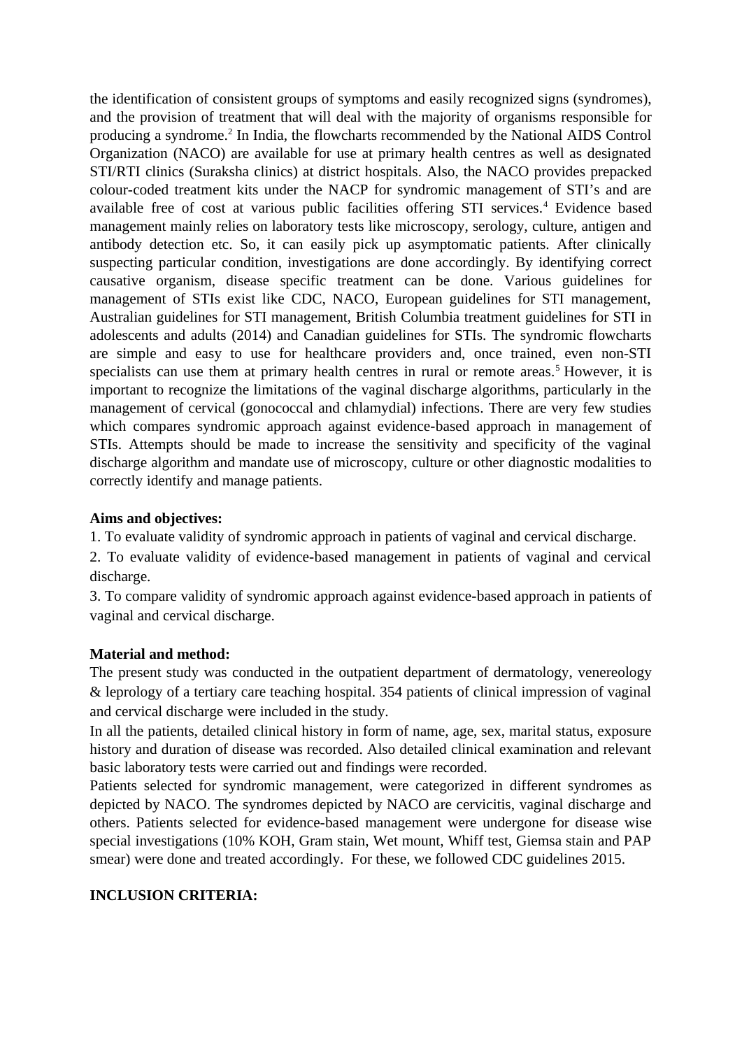the identification of consistent groups of symptoms and easily recognized signs (syndromes), and the provision of treatment that will deal with the majority of organisms responsible for producing a syndrome.[2] In India, the flowcharts recommended by the National AIDS Control Organization (NACO) are available for use at primary health centres as well as designated STI/RTI clinics (Suraksha clinics) at district hospitals. Also, the NACO provides prepacked colour-coded treatment kits under the NACP for syndromic management of STI's and are available free of cost at various public facilities offering STI services.[4] Evidence based management mainly relies on laboratory tests like microscopy, serology, culture, antigen and antibody detection etc. So, it can easily pick up asymptomatic patients. After clinically suspecting particular condition, investigations are done accordingly. By identifying correct causative organism, disease specific treatment can be done. Various guidelines for management of STIs exist like CDC, NACO, European guidelines for STI management, Australian guidelines for STI management, British Columbia treatment guidelines for STI in adolescents and adults (2014) and Canadian guidelines for STIs. The syndromic flowcharts are simple and easy to use for healthcare providers and, once trained, even non-STI specialists can use them at primary health centres in rural or remote areas.[5] However, it is important to recognize the limitations of the vaginal discharge algorithms, particularly in the management of cervical (gonococcal and chlamydial) infections. There are very few studies which compares syndromic approach against evidence-based approach in management of STIs. Attempts should be made to increase the sensitivity and specificity of the vaginal discharge algorithm and mandate use of microscopy, culture or other diagnostic modalities to correctly identify and manage patients.

**Aims and objectives:**

1. To evaluate validity of syndromic approach in patients of vaginal and cervical discharge.
2. To evaluate validity of evidence-based management in patients of vaginal and cervical discharge.
3. To compare validity of syndromic approach against evidence-based approach in patients of vaginal and cervical discharge.

**Material and method:**

The present study was conducted in the outpatient department of dermatology, venereology & leprology of a tertiary care teaching hospital. 354 patients of clinical impression of vaginal and cervical discharge were included in the study.

In all the patients, detailed clinical history in form of name, age, sex, marital status, exposure history and duration of disease was recorded. Also detailed clinical examination and relevant basic laboratory tests were carried out and findings were recorded.

Patients selected for syndromic management, were categorized in different syndromes as depicted by NACO. The syndromes depicted by NACO are cervicitis, vaginal discharge and others. Patients selected for evidence-based management were undergone for disease wise special investigations (10% KOH, Gram stain, Wet mount, Whiff test, Giemsa stain and PAP smear) were done and treated accordingly. For these, we followed CDC guidelines 2015.

**INCLUSION CRITERIA:**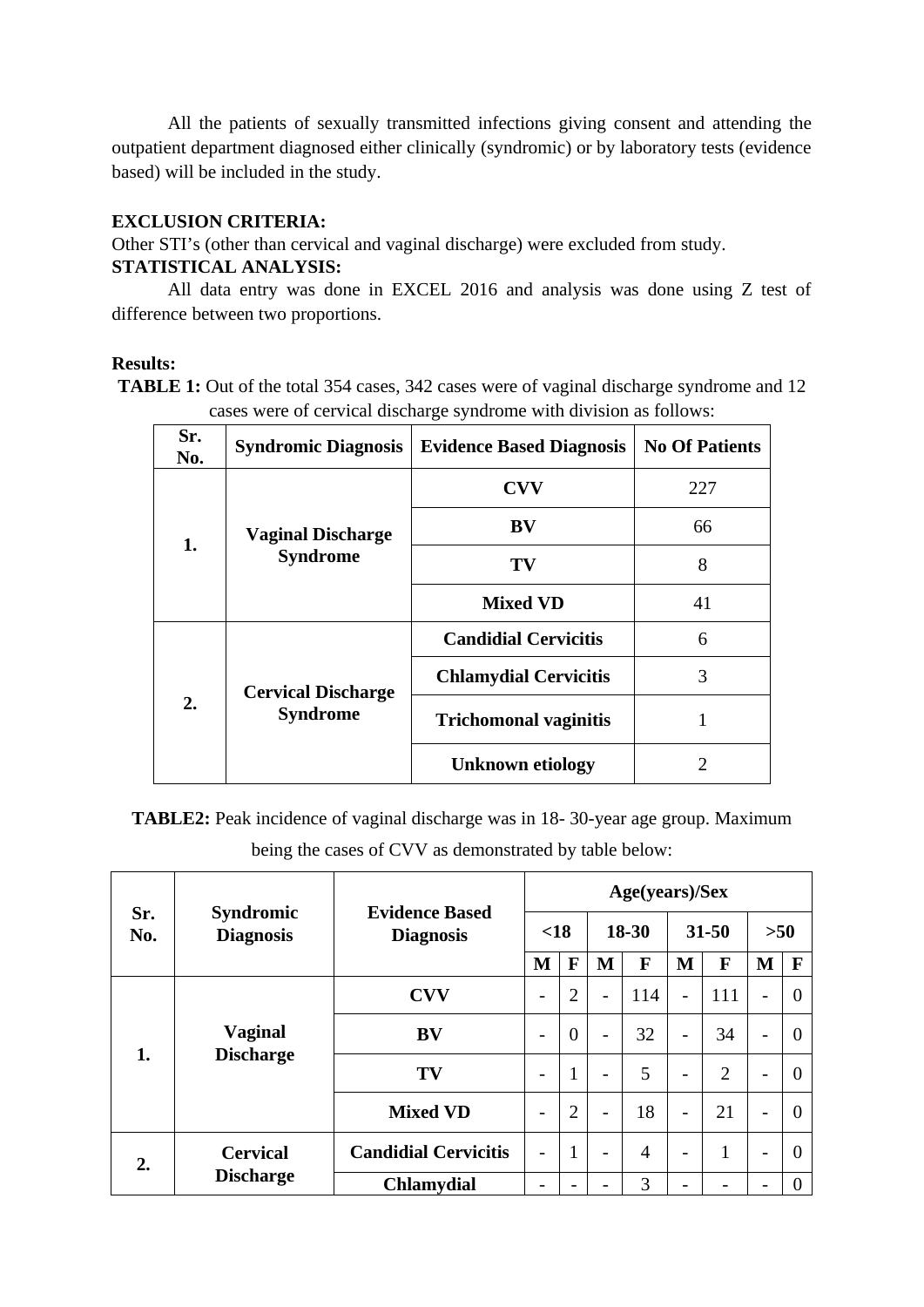All the patients of sexually transmitted infections giving consent and attending the outpatient department diagnosed either clinically (syndromic) or by laboratory tests (evidence based) will be included in the study.

**EXCLUSION CRITERIA:**

Other STI's (other than cervical and vaginal discharge) were excluded from study.

**STATISTICAL ANALYSIS:**

All data entry was done in EXCEL 2016 and analysis was done using Z test of difference between two proportions.

**Results:**

**TABLE 1:** Out of the total 354 cases, 342 cases were of vaginal discharge syndrome and 12 cases were of cervical discharge syndrome with division as follows:

| Sr. No. | Syndromic Diagnosis | Evidence Based Diagnosis | No Of Patients |
|---|---|---|---|
| 1. | Vaginal Discharge Syndrome | CVV | 227 |
| | | BV | 66 |
| | | TV | 8 |
| | | Mixed VD | 41 |
| 2. | Cervical Discharge Syndrome | Candidial Cervicitis | 6 |
| | | Chlamydial Cervicitis | 3 |
| | | Trichomonal vaginitis | 1 |
| | | Unknown etiology | 2 |

**TABLE2:** Peak incidence of vaginal discharge was in 18- 30-year age group. Maximum being the cases of CVV as demonstrated by table below:

| Sr. No. | Syndromic Diagnosis | Evidence Based Diagnosis | Age(years)/Sex | | | | | | | |
|---|---|---|---|---|---|---|---|---|---|---|
| | | | <18 | | 18-30 | | 31-50 | | >50 | |
| | | | M | F | M | F | M | F | M | F |
| 1. | Vaginal Discharge | CVV | - | 2 | - | 114 | - | 111 | - | 0 |
| | | BV | - | 0 | - | 32 | - | 34 | - | 0 |
| | | TV | - | 1 | - | 5 | - | 2 | - | 0 |
| | | Mixed VD | - | 2 | - | 18 | - | 21 | - | 0 |
| 2. | Cervical Discharge | Candidial Cervicitis | - | 1 | - | 4 | - | 1 | - | 0 |
| | | Chlamydial | - | - | - | 3 | - | - | - | 0 |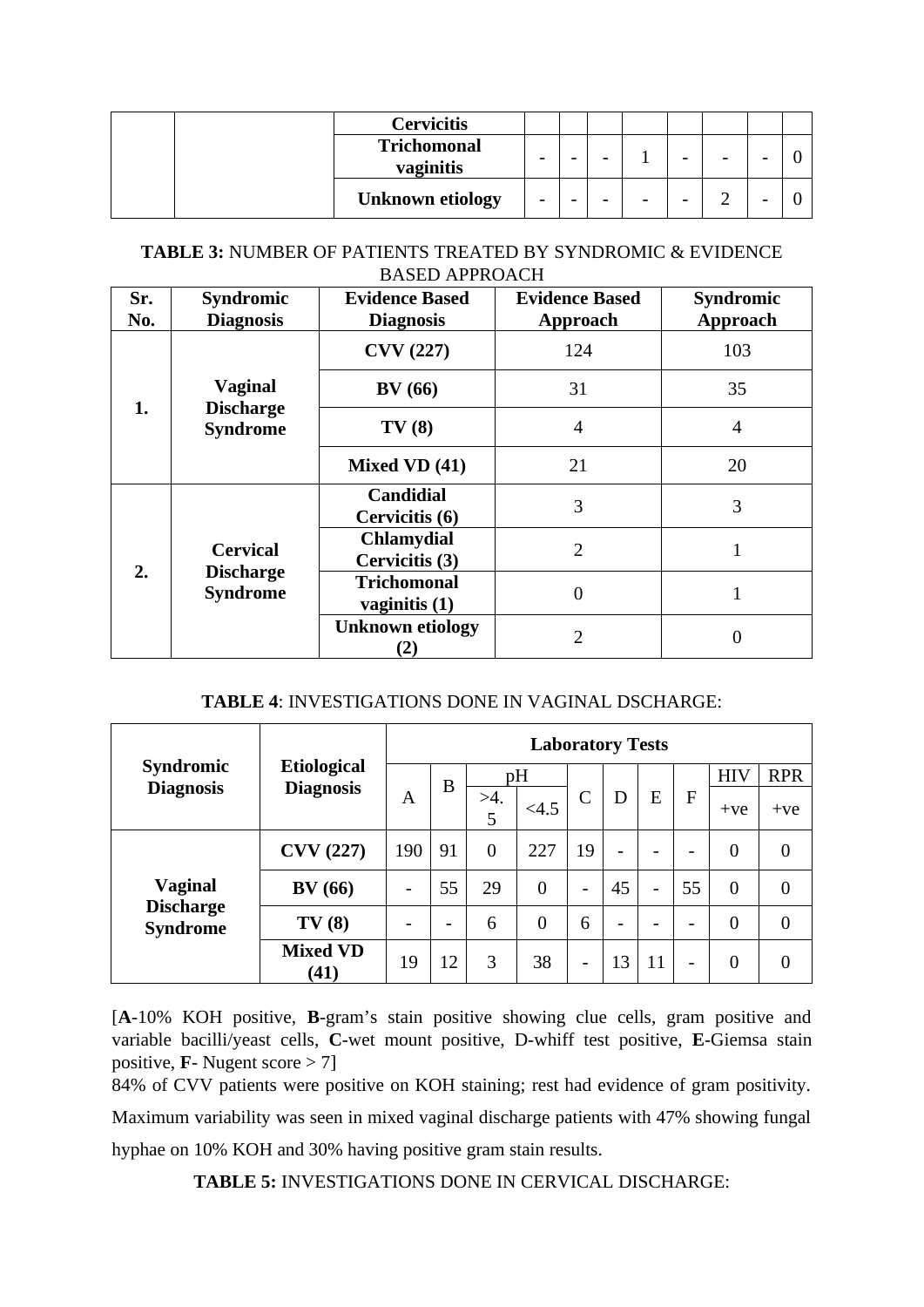| | | Cervicitis | | | | | | | | |
|---|---|---|---|---|---|---|---|---|---|---|
| | | **Trichomonal vaginitis** | - | - | - | 1 | - | - | - | 0 |
| | | **Unknown etiology** | - | - | - | - | - | 2 | - | 0 |

**TABLE 3:** NUMBER OF PATIENTS TREATED BY SYNDROMIC & EVIDENCE BASED APPROACH

| Sr. No. | Syndromic Diagnosis | Evidence Based Diagnosis | Evidence Based Approach | Syndromic Approach |
|---|---|---|---|---|
| 1. | Vaginal Discharge Syndrome | CVV (227) | 124 | 103 |
| | | BV (66) | 31 | 35 |
| | | TV (8) | 4 | 4 |
| | | Mixed VD (41) | 21 | 20 |
| 2. | Cervical Discharge Syndrome | Candidial Cervicitis (6) | 3 | 3 |
| | | Chlamydial Cervicitis (3) | 2 | 1 |
| | | Trichomonal vaginitis (1) | 0 | 1 |
| | | Unknown etiology (2) | 2 | 0 |

**TABLE 4**: INVESTIGATIONS DONE IN VAGINAL DSCHARGE:

| Syndromic Diagnosis | Etiological Diagnosis | Laboratory Tests | | | | | | | | | |
|---|---|---|---|---|---|---|---|---|---|---|---|
| | | A | B | pH | | C | D | E | F | HIV | RPR |
| | | | | >4.5 | <4.5 | | | | | +ve | +ve |
| Vaginal Discharge Syndrome | CVV (227) | 190 | 91 | 0 | 227 | 19 | - | - | - | 0 | 0 |
| | BV (66) | - | 55 | 29 | 0 | - | 45 | - | 55 | 0 | 0 |
| | TV (8) | - | - | 6 | 0 | 6 | - | - | - | 0 | 0 |
| | Mixed VD (41) | 19 | 12 | 3 | 38 | - | 13 | 11 | - | 0 | 0 |

[**A**-10% KOH positive, **B**-gram's stain positive showing clue cells, gram positive and variable bacilli/yeast cells, **C**-wet mount positive, D-whiff test positive, **E**-Giemsa stain positive, **F**- Nugent score > 7]

84% of CVV patients were positive on KOH staining; rest had evidence of gram positivity. Maximum variability was seen in mixed vaginal discharge patients with 47% showing fungal hyphae on 10% KOH and 30% having positive gram stain results.

**TABLE 5:** INVESTIGATIONS DONE IN CERVICAL DISCHARGE: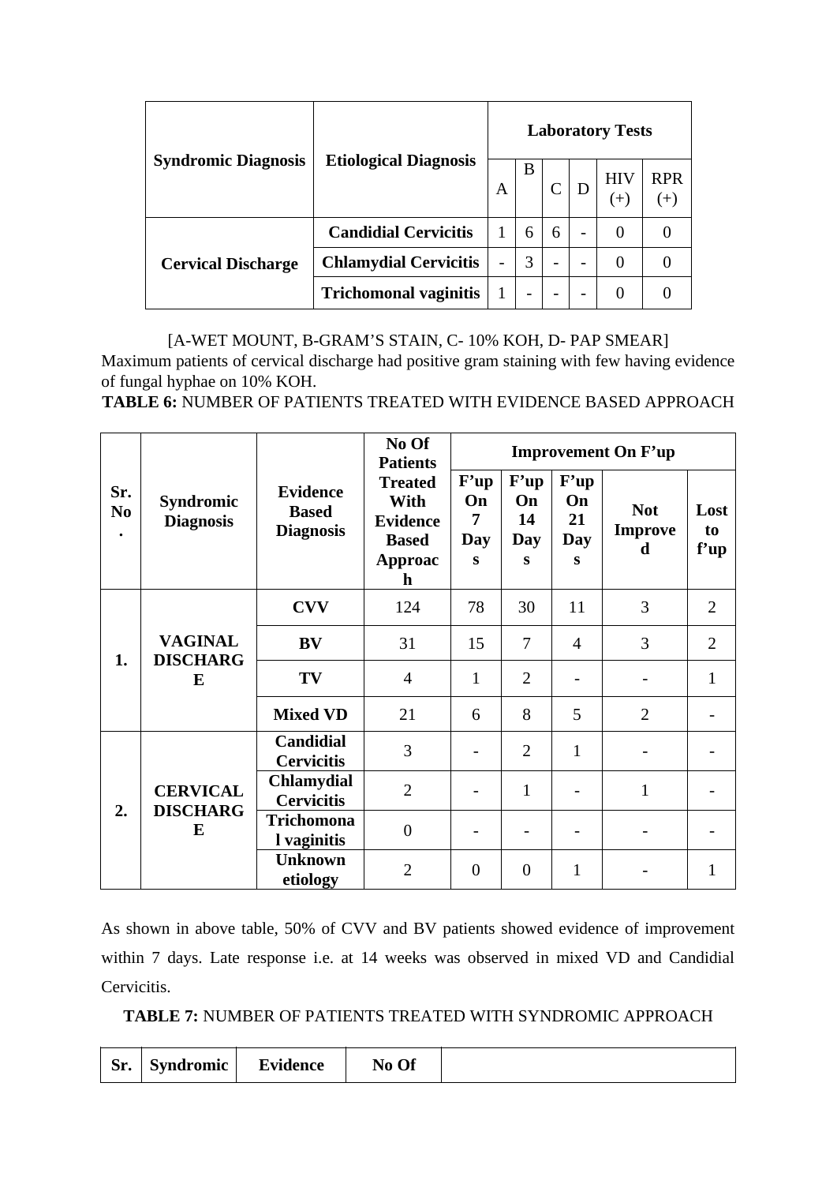| Syndromic Diagnosis | Etiological Diagnosis | Laboratory Tests | | | | | |
|---|---|---|---|---|---|---|---|
| | | A | B | C | D | HIV (+) | RPR (+) |
| Cervical Discharge | Candidial Cervicitis | 1 | 6 | 6 | - | 0 | 0 |
| | Chlamydial Cervicitis | - | 3 | - | - | 0 | 0 |
| | Trichomonal vaginitis | 1 | - | - | - | 0 | 0 |

[A-WET MOUNT, B-GRAM'S STAIN, C- 10% KOH, D- PAP SMEAR]

Maximum patients of cervical discharge had positive gram staining with few having evidence of fungal hyphae on 10% KOH.

**TABLE 6:** NUMBER OF PATIENTS TREATED WITH EVIDENCE BASED APPROACH

| Sr. No. | Syndromic Diagnosis | Evidence Based Diagnosis | No Of Patients Treated With Evidence Based Approach | Improvement On F'up | | | | |
|---|---|---|---|---|---|---|---|---|
| | | | | F'up On 7 Days | F'up On 14 Days | F'up On 21 Days | Not Improved | Lost to f'up |
| 1. | VAGINAL DISCHARGE | CVV | 124 | 78 | 30 | 11 | 3 | 2 |
| | | BV | 31 | 15 | 7 | 4 | 3 | 2 |
| | | TV | 4 | 1 | 2 | - | - | 1 |
| | | Mixed VD | 21 | 6 | 8 | 5 | 2 | - |
| 2. | CERVICAL DISCHARGE | Candidial Cervicitis | 3 | - | 2 | 1 | - | - |
| | | Chlamydial Cervicitis | 2 | - | 1 | - | 1 | - |
| | | Trichomonal vaginitis | 0 | - | - | - | - | - |
| | | Unknown etiology | 2 | 0 | 0 | 1 | - | 1 |

As shown in above table, 50% of CVV and BV patients showed evidence of improvement within 7 days. Late response i.e. at 14 weeks was observed in mixed VD and Candidial Cervicitis.

**TABLE 7:** NUMBER OF PATIENTS TREATED WITH SYNDROMIC APPROACH

| Sr. | Syndromic | Evidence | No Of | |
|---|---|---|---|---|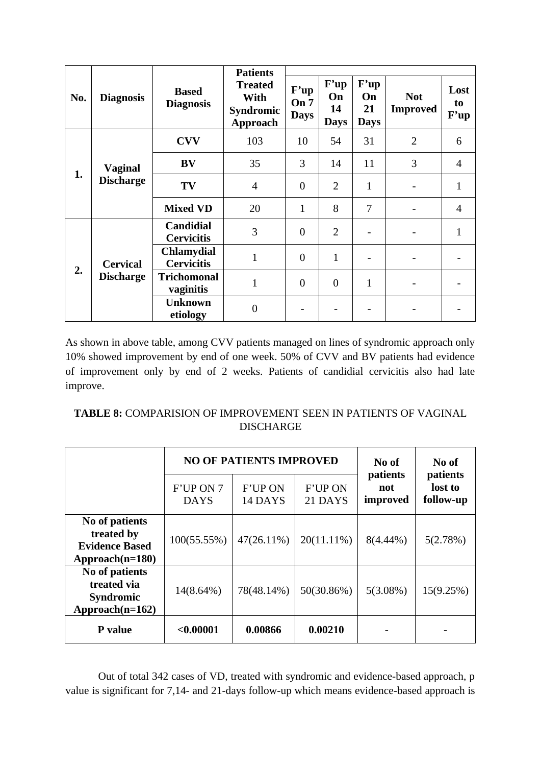| No. | Diagnosis | Based Diagnosis | Patients Treated With Syndromic Approach | F'up On 7 Days | F'up On 14 Days | F'up On 21 Days | Not Improved | Lost to F'up |
|---|---|---|---|---|---|---|---|---|
| 1. | Vaginal Discharge | CVV | 103 | 10 | 54 | 31 | 2 | 6 |
| | | BV | 35 | 3 | 14 | 11 | 3 | 4 |
| | | TV | 4 | 0 | 2 | 1 | - | 1 |
| | | Mixed VD | 20 | 1 | 8 | 7 | - | 4 |
| 2. | Cervical Discharge | Candidial Cervicitis | 3 | 0 | 2 | - | - | 1 |
| | | Chlamydial Cervicitis | 1 | 0 | 1 | - | - | - |
| | | Trichomonal vaginitis | 1 | 0 | 0 | 1 | - | - |
| | | Unknown etiology | 0 | - | - | - | - | - |

As shown in above table, among CVV patients managed on lines of syndromic approach only 10% showed improvement by end of one week. 50% of CVV and BV patients had evidence of improvement only by end of 2 weeks. Patients of candidial cervicitis also had late improve.

**TABLE 8:** COMPARISION OF IMPROVEMENT SEEN IN PATIENTS OF VAGINAL DISCHARGE

| | NO OF PATIENTS IMPROVED | | | No of patients not improved | No of patients lost to follow-up |
|---|---|---|---|---|---|
| | F'UP ON 7 DAYS | F'UP ON 14 DAYS | F'UP ON 21 DAYS | | |
| **No of patients treated by Evidence Based Approach(n=180)** | 100(55.55%) | 47(26.11%) | 20(11.11%) | 8(4.44%) | 5(2.78%) |
| **No of patients treated via Syndromic Approach(n=162)** | 14(8.64%) | 78(48.14%) | 50(30.86%) | 5(3.08%) | 15(9.25%) |
| **P value** | **<0.00001** | **0.00866** | **0.00210** | - | - |

Out of total 342 cases of VD, treated with syndromic and evidence-based approach, p value is significant for 7,14- and 21-days follow-up which means evidence-based approach is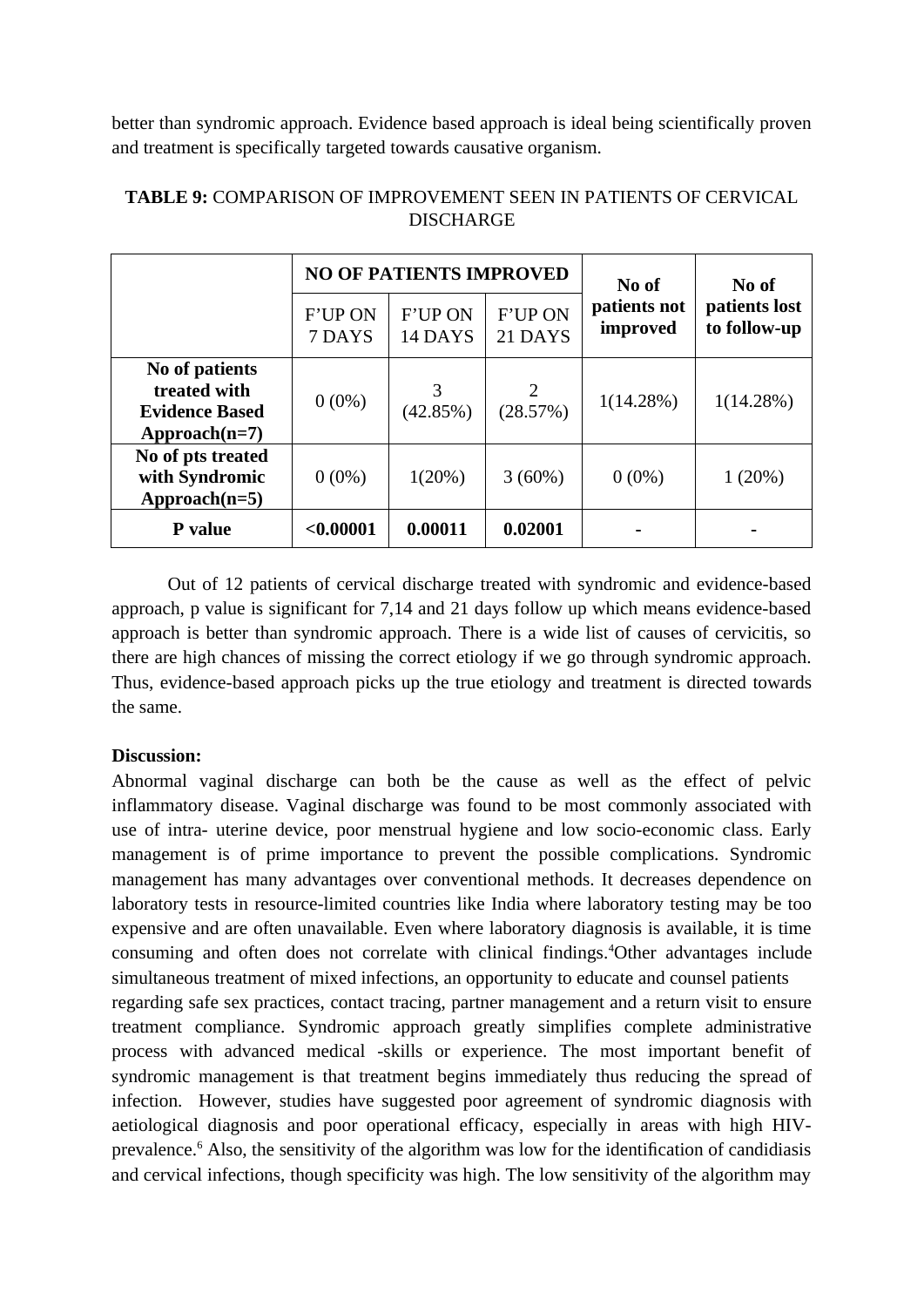better than syndromic approach. Evidence based approach is ideal being scientifically proven and treatment is specifically targeted towards causative organism.

**TABLE 9:** COMPARISON OF IMPROVEMENT SEEN IN PATIENTS OF CERVICAL DISCHARGE

| | **NO OF PATIENTS IMPROVED** | | | **No of patients not improved** | **No of patients lost to follow-up** |
|---|---|---|---|---|---|
| | F'UP ON 7 DAYS | F'UP ON 14 DAYS | F'UP ON 21 DAYS | | |
| **No of patients treated with Evidence Based Approach(n=7)** | 0 (0%) | 3 (42.85%) | 2 (28.57%) | 1(14.28%) | 1(14.28%) |
| **No of pts treated with Syndromic Approach(n=5)** | 0 (0%) | 1(20%) | 3 (60%) | 0 (0%) | 1 (20%) |
| **P value** | **<0.00001** | **0.00011** | **0.02001** | **-** | **-** |

Out of 12 patients of cervical discharge treated with syndromic and evidence-based approach, p value is significant for 7,14 and 21 days follow up which means evidence-based approach is better than syndromic approach. There is a wide list of causes of cervicitis, so there are high chances of missing the correct etiology if we go through syndromic approach. Thus, evidence-based approach picks up the true etiology and treatment is directed towards the same.

**Discussion:**

Abnormal vaginal discharge can both be the cause as well as the effect of pelvic inflammatory disease. Vaginal discharge was found to be most commonly associated with use of intra- uterine device, poor menstrual hygiene and low socio-economic class. Early management is of prime importance to prevent the possible complications. Syndromic management has many advantages over conventional methods. It decreases dependence on laboratory tests in resource-limited countries like India where laboratory testing may be too expensive and are often unavailable. Even where laboratory diagnosis is available, it is time consuming and often does not correlate with clinical findings.[4]Other advantages include simultaneous treatment of mixed infections, an opportunity to educate and counsel patients regarding safe sex practices, contact tracing, partner management and a return visit to ensure treatment compliance. Syndromic approach greatly simplifies complete administrative process with advanced medical -skills or experience. The most important benefit of syndromic management is that treatment begins immediately thus reducing the spread of infection. However, studies have suggested poor agreement of syndromic diagnosis with aetiological diagnosis and poor operational efficacy, especially in areas with high HIV-prevalence.[6] Also, the sensitivity of the algorithm was low for the identification of candidiasis and cervical infections, though specificity was high. The low sensitivity of the algorithm may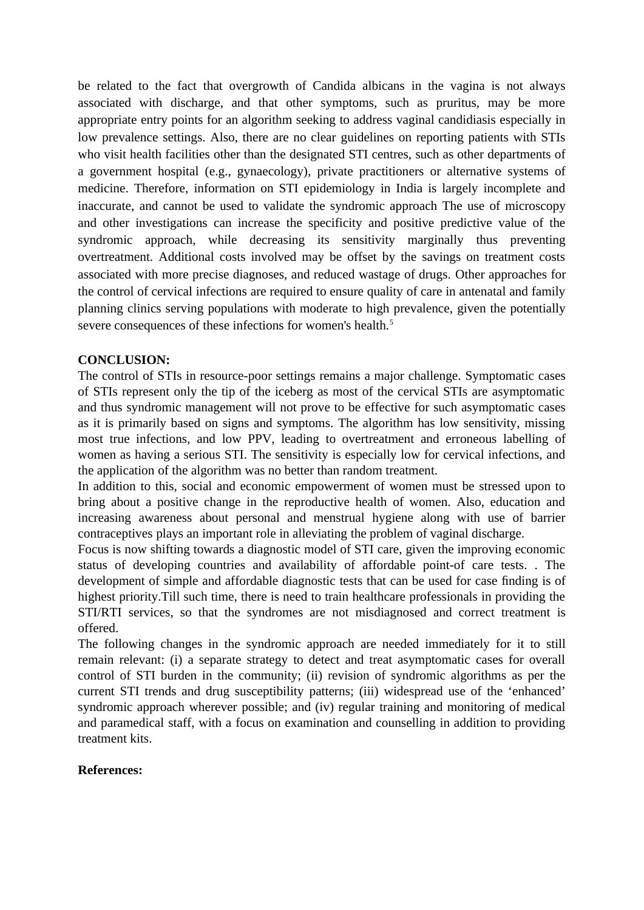be related to the fact that overgrowth of Candida albicans in the vagina is not always associated with discharge, and that other symptoms, such as pruritus, may be more appropriate entry points for an algorithm seeking to address vaginal candidiasis especially in low prevalence settings. Also, there are no clear guidelines on reporting patients with STIs who visit health facilities other than the designated STI centres, such as other departments of a government hospital (e.g., gynaecology), private practitioners or alternative systems of medicine. Therefore, information on STI epidemiology in India is largely incomplete and inaccurate, and cannot be used to validate the syndromic approach The use of microscopy and other investigations can increase the specificity and positive predictive value of the syndromic approach, while decreasing its sensitivity marginally thus preventing overtreatment. Additional costs involved may be offset by the savings on treatment costs associated with more precise diagnoses, and reduced wastage of drugs. Other approaches for the control of cervical infections are required to ensure quality of care in antenatal and family planning clinics serving populations with moderate to high prevalence, given the potentially severe consequences of these infections for women's health.[5]

**CONCLUSION:**

The control of STIs in resource-poor settings remains a major challenge. Symptomatic cases of STIs represent only the tip of the iceberg as most of the cervical STIs are asymptomatic and thus syndromic management will not prove to be effective for such asymptomatic cases as it is primarily based on signs and symptoms. The algorithm has low sensitivity, missing most true infections, and low PPV, leading to overtreatment and erroneous labelling of women as having a serious STI. The sensitivity is especially low for cervical infections, and the application of the algorithm was no better than random treatment.

In addition to this, social and economic empowerment of women must be stressed upon to bring about a positive change in the reproductive health of women. Also, education and increasing awareness about personal and menstrual hygiene along with use of barrier contraceptives plays an important role in alleviating the problem of vaginal discharge.

Focus is now shifting towards a diagnostic model of STI care, given the improving economic status of developing countries and availability of affordable point-of care tests. . The development of simple and affordable diagnostic tests that can be used for case finding is of highest priority.Till such time, there is need to train healthcare professionals in providing the STI/RTI services, so that the syndromes are not misdiagnosed and correct treatment is offered.

The following changes in the syndromic approach are needed immediately for it to still remain relevant: (i) a separate strategy to detect and treat asymptomatic cases for overall control of STI burden in the community; (ii) revision of syndromic algorithms as per the current STI trends and drug susceptibility patterns; (iii) widespread use of the ‘enhanced’ syndromic approach wherever possible; and (iv) regular training and monitoring of medical and paramedical staff, with a focus on examination and counselling in addition to providing treatment kits.

**References:**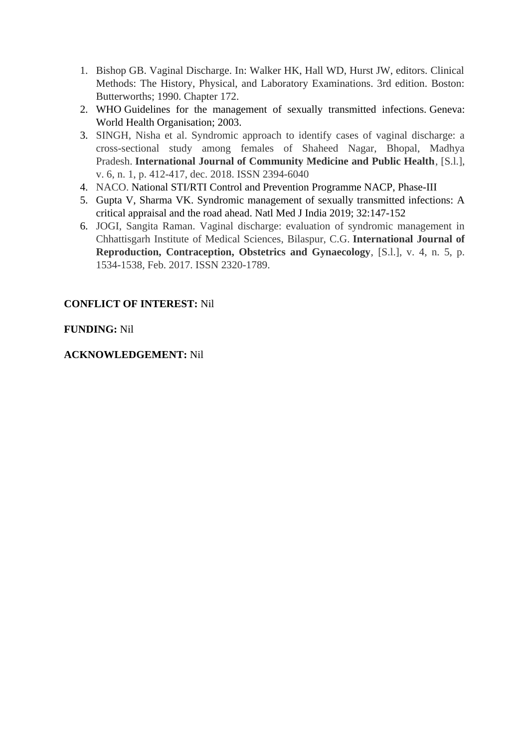1. Bishop GB. Vaginal Discharge. In: Walker HK, Hall WD, Hurst JW, editors. Clinical Methods: The History, Physical, and Laboratory Examinations. 3rd edition. Boston: Butterworths; 1990. Chapter 172.
2. WHO Guidelines for the management of sexually transmitted infections. Geneva: World Health Organisation; 2003.
3. SINGH, Nisha et al. Syndromic approach to identify cases of vaginal discharge: a cross-sectional study among females of Shaheed Nagar, Bhopal, Madhya Pradesh. **International Journal of Community Medicine and Public Health**, [S.l.], v. 6, n. 1, p. 412-417, dec. 2018. ISSN 2394-6040
4. NACO. National STI/RTI Control and Prevention Programme NACP, Phase-III
5. Gupta V, Sharma VK. Syndromic management of sexually transmitted infections: A critical appraisal and the road ahead. Natl Med J India 2019; 32:147-152
6. JOGI, Sangita Raman. Vaginal discharge: evaluation of syndromic management in Chhattisgarh Institute of Medical Sciences, Bilaspur, C.G. **International Journal of Reproduction, Contraception, Obstetrics and Gynaecology**, [S.l.], v. 4, n. 5, p. 1534-1538, Feb. 2017. ISSN 2320-1789.

**CONFLICT OF INTEREST:** Nil

**FUNDING:** Nil

**ACKNOWLEDGEMENT:** Nil